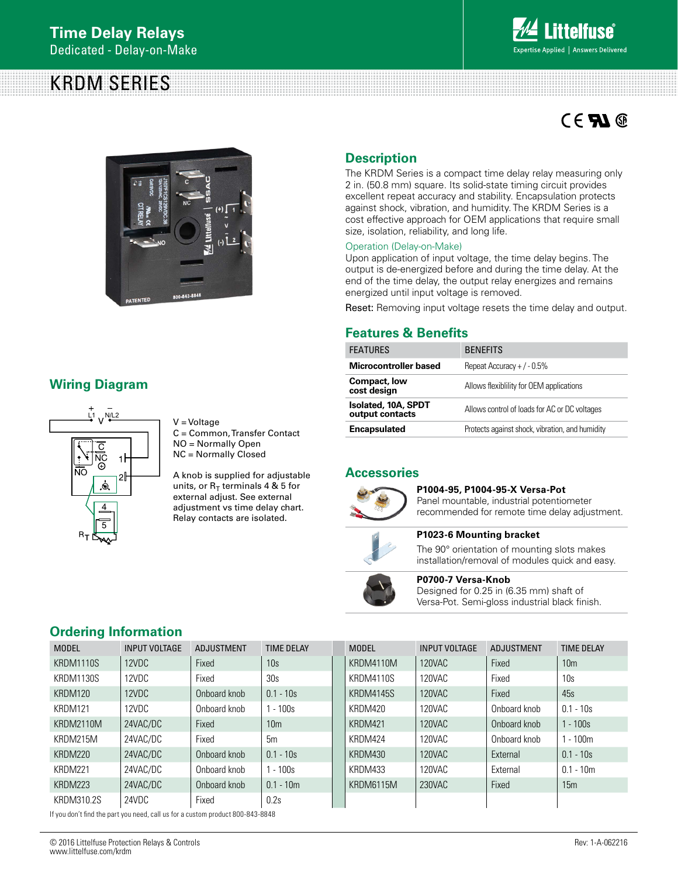# Time Delay Relays

Dedicated - Delay-on-Make

# KRDM SERIES

## Description

The KRDM Series is a compact time delay relay measuring only 2 in. (50.8 mm) square. Its solid-state timing circuit provides excellent repeat accuracy and stability. Encapsulation protects against shock, vibration, and humidity. The KRDM Series is a cost effective approach for OEM applications that require small size, isolation, reliability, and long life.

### Operation (Delay-on-Make)

Upon application of input voltage, the time delay begins. The output is de-energized before and during the time delay. At the end of the time delay, the output relay energizes and remains energized until input voltage is removed.

Reset: Removing input voltage resets the time delay and output.

## Wiring Diagram

V = Voltage
C = Common, Transfer Contact
NO = Normally Open
NC = Normally Closed

A knob is supplied for adjustable units, or $R_T$ terminals 4 & 5 for external adjust. See external adjustment vs time delay chart. Relay contacts are isolated.

## Features & Benefits

| FEATURES | BENEFITS |
|---|---|
| **Microcontroller based** | Repeat Accuracy + / - 0.5% |
| **Compact, low cost design** | Allows flexiblility for OEM applications |
| **Isolated, 10A, SPDT output contacts** | Allows control of loads for AC or DC voltages |
| **Encapsulated** | Protects against shock, vibration, and humidity |

## Accessories

**P1004-95, P1004-95-X Versa-Pot**
Panel mountable, industrial potentiometer recommended for remote time delay adjustment.

**P1023-6 Mounting bracket**
The 90° orientation of mounting slots makes installation/removal of modules quick and easy.

**P0700-7 Versa-Knob**
Designed for 0.25 in (6.35 mm) shaft of Versa-Pot. Semi-gloss industrial black finish.

## Ordering Information

| MODEL | INPUT VOLTAGE | ADJUSTMENT | TIME DELAY |
|---|---|---|---|
| KRDM1110S | 12VDC | Fixed | 10s |
| KRDM1130S | 12VDC | Fixed | 30s |
| KRDM120 | 12VDC | Onboard knob | 0.1 - 10s |
| KRDM121 | 12VDC | Onboard knob | 1 - 100s |
| KRDM2110M | 24VAC/DC | Fixed | 10m |
| KRDM215M | 24VAC/DC | Fixed | 5m |
| KRDM220 | 24VAC/DC | Onboard knob | 0.1 - 10s |
| KRDM221 | 24VAC/DC | Onboard knob | 1 - 100s |
| KRDM223 | 24VAC/DC | Onboard knob | 0.1 - 10m |
| KRDM310.2S | 24VDC | Fixed | 0.2s |
| KRDM4110M | 120VAC | Fixed | 10m |
| KRDM4110S | 120VAC | Fixed | 10s |
| KRDM4145S | 120VAC | Fixed | 45s |
| KRDM420 | 120VAC | Onboard knob | 0.1 - 10s |
| KRDM421 | 120VAC | Onboard knob | 1 - 100s |
| KRDM424 | 120VAC | Onboard knob | 1 - 100m |
| KRDM430 | 120VAC | External | 0.1 - 10s |
| KRDM433 | 120VAC | External | 0.1 - 10m |
| KRDM6115M | 230VAC | Fixed | 15m |

If you don't find the part you need, call us for a custom product 800-843-8848

© 2016 Littelfuse Protection Relays & Controls
www.littelfuse.com/krdm

Rev: 1-A-062216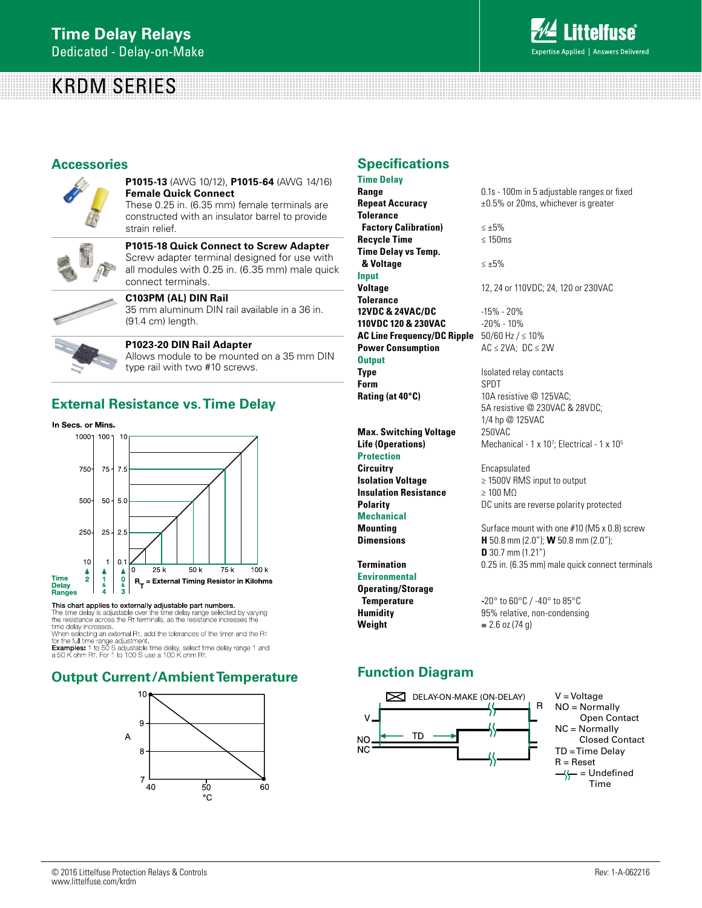# Time Delay Relays

Dedicated - Delay-on-Make

# KRDM SERIES

## Accessories

**P1015-13** (AWG 10/12), **P1015-64** (AWG 14/16)
**Female Quick Connect**
These 0.25 in. (6.35 mm) female terminals are constructed with an insulator barrel to provide strain relief.

**P1015-18 Quick Connect to Screw Adapter**
Screw adapter terminal designed for use with all modules with 0.25 in. (6.35 mm) male quick connect terminals.

**C103PM (AL) DIN Rail**
35 mm aluminum DIN rail available in a 36 in. (91.4 cm) length.

**P1023-20 DIN Rail Adapter**
Allows module to be mounted on a 35 mm DIN type rail with two #10 screws.

## External Resistance vs. Time Delay

In Secs. or Mins.

1000 100 10
750 75 7.5
500 50 5.0
250 25 2.5
10 1 0.1
0 25 k 50 k 75 k 100 k

Time Delay Ranges: 2 | 1 & 4 | 0 & 3

$R_T$ = External Timing Resistor in Kilohms

**This chart applies to externally adjustable part numbers.**
The time delay is adjustable over the time delay range selected by varying the resistance across the RT terminals; as the resistance increases the time delay increases.
When selecting an external RT, add the tolerances of the timer and the RT for the full time range adjustment.
**Examples:** 1 to 50 S adjustable time delay, select time delay range 1 and a 50 K ohm RT. For 1 to 100 S use a 100 K ohm RT.

## Output Current/Ambient Temperature

10
9
A
8
7
40 50 60
°C

## Specifications

| | |
|---|---|
| **Time Delay** | |
| **Range** | 0.1s - 100m in 5 adjustable ranges or fixed |
| **Repeat Accuracy** | ±0.5% or 20ms, whichever is greater |
| **Tolerance** | |
| **Factory Calibration)** | ≤ ±5% |
| **Recycle Time** | ≤ 150ms |
| **Time Delay vs Temp. & Voltage** | ≤ ±5% |
| **Input** | |
| **Voltage** | 12, 24 or 110VDC; 24, 120 or 230VAC |
| **Tolerance** | |
| **12VDC & 24VAC/DC** | -15% - 20% |
| **110VDC 120 & 230VAC** | -20% - 10% |
| **AC Line Frequency/DC Ripple** | 50/60 Hz / ≤ 10% |
| **Power Consumption** | AC ≤ 2VA; DC ≤ 2W |
| **Output** | |
| **Type** | Isolated relay contacts |
| **Form** | SPDT |
| **Rating (at 40°C)** | 10A resistive @ 125VAC; 5A resistive @ 230VAC & 28VDC; 1/4 hp @ 125VAC |
| **Max. Switching Voltage** | 250VAC |
| **Life (Operations)** | Mechanical - 1 x $10^7$; Electrical - 1 x $10^5$ |
| **Protection** | |
| **Circuitry** | Encapsulated |
| **Isolation Voltage** | ≥ 1500V RMS input to output |
| **Insulation Resistance** | ≥ 100 MΩ |
| **Polarity** | DC units are reverse polarity protected |
| **Mechanical** | |
| **Mounting** | Surface mount with one #10 (M5 x 0.8) screw |
| **Dimensions** | **H** 50.8 mm (2.0"); **W** 50.8 mm (2.0"); **D** 30.7 mm (1.21") |
| **Termination** | 0.25 in. (6.35 mm) male quick connect terminals |
| **Environmental** | |
| **Operating/Storage Temperature** | -20° to 60°C / -40° to 85°C |
| **Humidity** | 95% relative, non-condensing |
| **Weight** | ≅ 2.6 oz (74 g) |

## Function Diagram

DELAY-ON-MAKE (ON-DELAY)

V
NO
NC
TD
R

V = Voltage
NO = Normally Open Contact
NC = Normally Closed Contact
TD = Time Delay
R = Reset
= Undefined Time

© 2016 Littelfuse Protection Relays & Controls
www.littelfuse.com/krdm

Rev: 1-A-062216